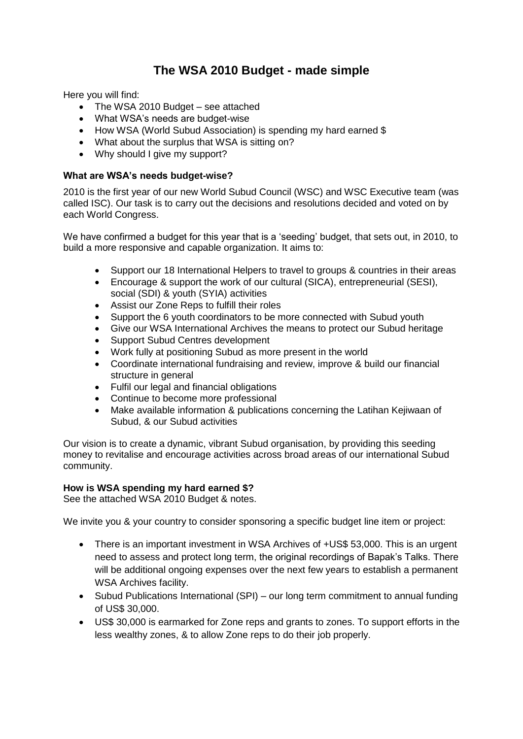# The WSA 2010 Budget - made simple

Here you will find:

- The WSA 2010 Budget – see attached
- What WSA's needs are budget-wise
- How WSA (World Subud Association) is spending my hard earned $
- What about the surplus that WSA is sitting on?
- Why should I give my support?

### What are WSA's needs budget-wise?

2010 is the first year of our new World Subud Council (WSC) and WSC Executive team (was called ISC). Our task is to carry out the decisions and resolutions decided and voted on by each World Congress.

We have confirmed a budget for this year that is a 'seeding' budget, that sets out, in 2010, to build a more responsive and capable organization. It aims to:

- Support our 18 International Helpers to travel to groups & countries in their areas
- Encourage & support the work of our cultural (SICA), entrepreneurial (SESI), social (SDI) & youth (SYIA) activities
- Assist our Zone Reps to fulfill their roles
- Support the 6 youth coordinators to be more connected with Subud youth
- Give our WSA International Archives the means to protect our Subud heritage
- Support Subud Centres development
- Work fully at positioning Subud as more present in the world
- Coordinate international fundraising and review, improve & build our financial structure in general
- Fulfil our legal and financial obligations
- Continue to become more professional
- Make available information & publications concerning the Latihan Kejiwaan of Subud, & our Subud activities

Our vision is to create a dynamic, vibrant Subud organisation, by providing this seeding money to revitalise and encourage activities across broad areas of our international Subud community.

### How is WSA spending my hard earned $?

See the attached WSA 2010 Budget & notes.

We invite you & your country to consider sponsoring a specific budget line item or project:

- There is an important investment in WSA Archives of +US$ 53,000. This is an urgent need to assess and protect long term, the original recordings of Bapak's Talks. There will be additional ongoing expenses over the next few years to establish a permanent WSA Archives facility.
- Subud Publications International (SPI) – our long term commitment to annual funding of US$ 30,000.
- US$ 30,000 is earmarked for Zone reps and grants to zones. To support efforts in the less wealthy zones, & to allow Zone reps to do their job properly.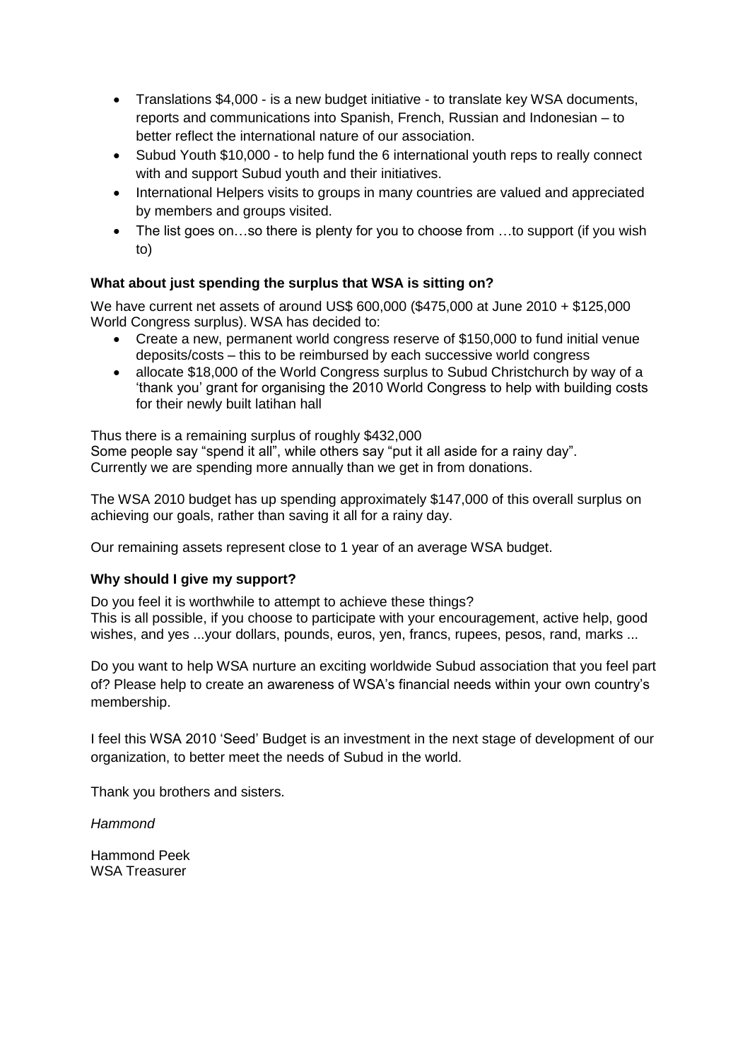- Translations $4,000 - is a new budget initiative - to translate key WSA documents, reports and communications into Spanish, French, Russian and Indonesian – to better reflect the international nature of our association.
- Subud Youth $10,000 - to help fund the 6 international youth reps to really connect with and support Subud youth and their initiatives.
- International Helpers visits to groups in many countries are valued and appreciated by members and groups visited.
- The list goes on…so there is plenty for you to choose from …to support (if you wish to)

**What about just spending the surplus that WSA is sitting on?**

We have current net assets of around US$ 600,000 ($475,000 at June 2010 + $125,000 World Congress surplus). WSA has decided to:

- Create a new, permanent world congress reserve of $150,000 to fund initial venue deposits/costs – this to be reimbursed by each successive world congress
- allocate $18,000 of the World Congress surplus to Subud Christchurch by way of a 'thank you' grant for organising the 2010 World Congress to help with building costs for their newly built latihan hall

Thus there is a remaining surplus of roughly $432,000
Some people say "spend it all", while others say "put it all aside for a rainy day".
Currently we are spending more annually than we get in from donations.

The WSA 2010 budget has up spending approximately $147,000 of this overall surplus on achieving our goals, rather than saving it all for a rainy day.

Our remaining assets represent close to 1 year of an average WSA budget.

**Why should I give my support?**

Do you feel it is worthwhile to attempt to achieve these things?
This is all possible, if you choose to participate with your encouragement, active help, good wishes, and yes ...your dollars, pounds, euros, yen, francs, rupees, pesos, rand, marks ...

Do you want to help WSA nurture an exciting worldwide Subud association that you feel part of? Please help to create an awareness of WSA's financial needs within your own country's membership.

I feel this WSA 2010 'Seed' Budget is an investment in the next stage of development of our organization, to better meet the needs of Subud in the world.

Thank you brothers and sisters.

*Hammond*

Hammond Peek
WSA Treasurer